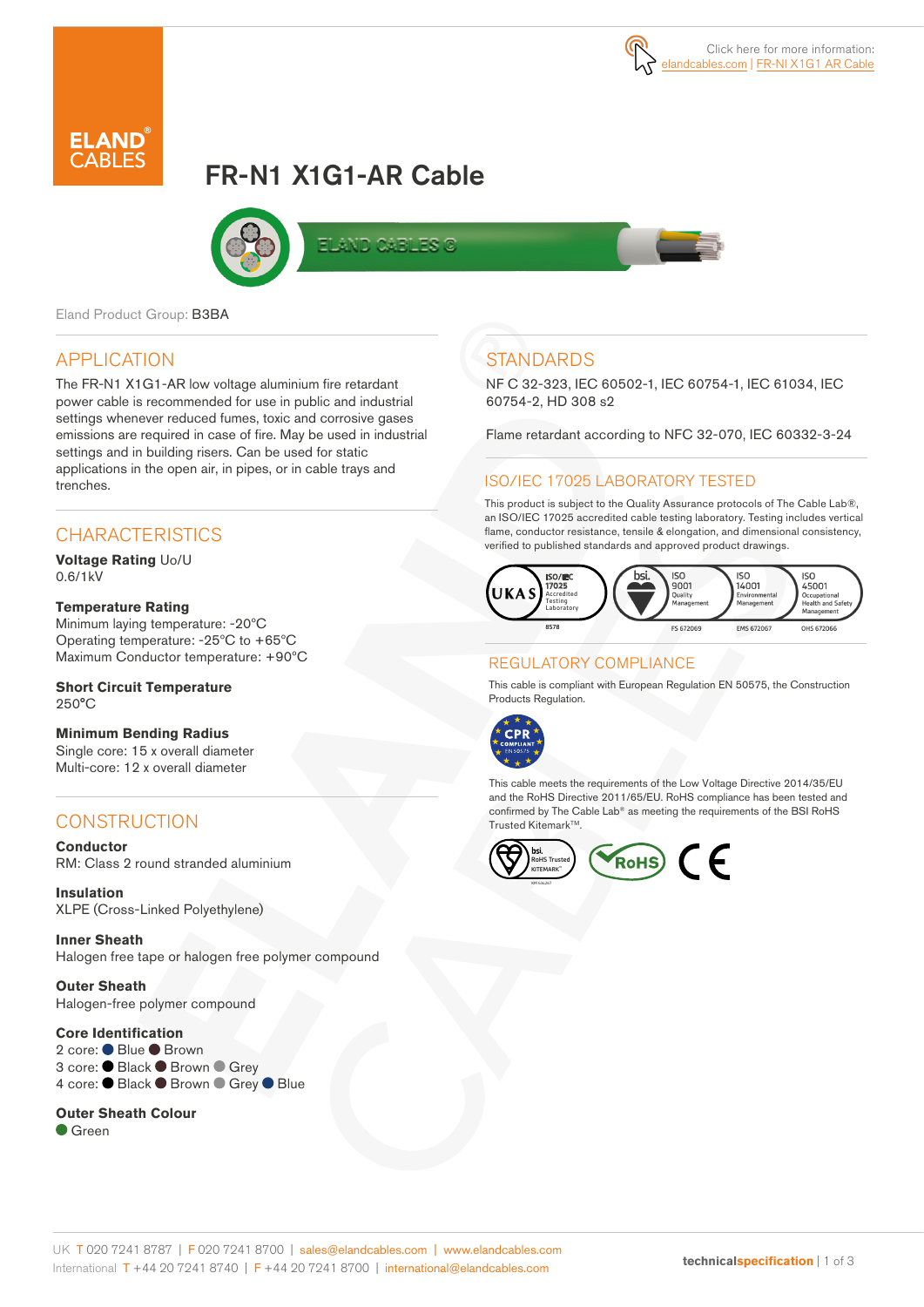Click here for more information: elandcables.com | FR-NI X1G1 AR Cable

# FR-N1 X1G1-AR Cable

Eland Product Group: B3BA

## APPLICATION

The FR-N1 X1G1-AR low voltage aluminium fire retardant power cable is recommended for use in public and industrial settings whenever reduced fumes, toxic and corrosive gases emissions are required in case of fire. May be used in industrial settings and in building risers. Can be used for static applications in the open air, in pipes, or in cable trays and trenches.

## CHARACTERISTICS

**Voltage Rating** Uo/U
0.6/1kV

**Temperature Rating**
Minimum laying temperature: -20°C
Operating temperature: -25°C to +65°C
Maximum Conductor temperature: +90°C

**Short Circuit Temperature**
250°C

**Minimum Bending Radius**
Single core: 15 x overall diameter
Multi-core: 12 x overall diameter

## CONSTRUCTION

**Conductor**
RM: Class 2 round stranded aluminium

**Insulation**
XLPE (Cross-Linked Polyethylene)

**Inner Sheath**
Halogen free tape or halogen free polymer compound

**Outer Sheath**
Halogen-free polymer compound

**Core Identification**
2 core: Blue Brown
3 core: Black Brown Grey
4 core: Black Brown Grey Blue

**Outer Sheath Colour**
Green

## STANDARDS

NF C 32-323, IEC 60502-1, IEC 60754-1, IEC 61034, IEC 60754-2, HD 308 s2

Flame retardant according to NFC 32-070, IEC 60332-3-24

## ISO/IEC 17025 LABORATORY TESTED

This product is subject to the Quality Assurance protocols of The Cable Lab®, an ISO/IEC 17025 accredited cable testing laboratory. Testing includes vertical flame, conductor resistance, tensile & elongation, and dimensional consistency, verified to published standards and approved product drawings.

UKAS ISO/IEC 17025 Accredited Testing Laboratory 8578 | bsi. ISO 9001 Quality Management FS 672069 | ISO 14001 Environmental Management EMS 672067 | ISO 45001 Occupational Health and Safety Management OHS 672066

## REGULATORY COMPLIANCE

This cable is compliant with European Regulation EN 50575, the Construction Products Regulation.

CPR COMPLIANT EN 50575

This cable meets the requirements of the Low Voltage Directive 2014/35/EU and the RoHS Directive 2011/65/EU. RoHS compliance has been tested and confirmed by The Cable Lab® as meeting the requirements of the BSI RoHS Trusted Kitemark™.

bsi. RoHS Trusted KITEMARK™ | RoHS | CE

UK T 020 7241 8787 | F 020 7241 8700 | sales@elandcables.com | www.elandcables.com
International T +44 20 7241 8740 | F +44 20 7241 8700 | international@elandcables.com

technicalspecification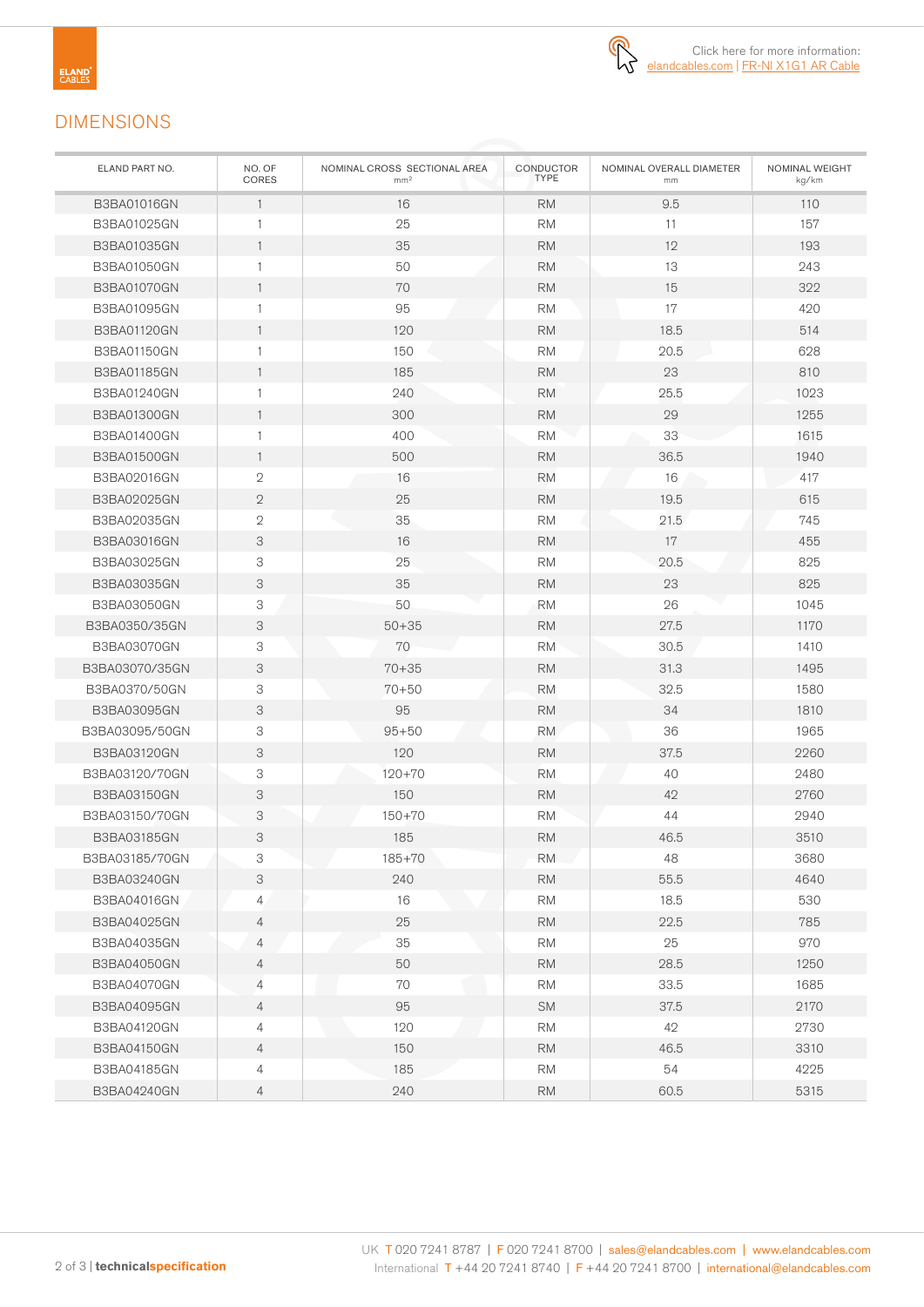Click here for more information:
elandcables.com | FR-NI X1G1 AR Cable

## DIMENSIONS

| ELAND PART NO. | NO. OF CORES | NOMINAL CROSS SECTIONAL AREA mm² | CONDUCTOR TYPE | NOMINAL OVERALL DIAMETER mm | NOMINAL WEIGHT kg/km |
|---|---|---|---|---|---|
| B3BA01016GN | 1 | 16 | RM | 9.5 | 110 |
| B3BA01025GN | 1 | 25 | RM | 11 | 157 |
| B3BA01035GN | 1 | 35 | RM | 12 | 193 |
| B3BA01050GN | 1 | 50 | RM | 13 | 243 |
| B3BA01070GN | 1 | 70 | RM | 15 | 322 |
| B3BA01095GN | 1 | 95 | RM | 17 | 420 |
| B3BA01120GN | 1 | 120 | RM | 18.5 | 514 |
| B3BA01150GN | 1 | 150 | RM | 20.5 | 628 |
| B3BA01185GN | 1 | 185 | RM | 23 | 810 |
| B3BA01240GN | 1 | 240 | RM | 25.5 | 1023 |
| B3BA01300GN | 1 | 300 | RM | 29 | 1255 |
| B3BA01400GN | 1 | 400 | RM | 33 | 1615 |
| B3BA01500GN | 1 | 500 | RM | 36.5 | 1940 |
| B3BA02016GN | 2 | 16 | RM | 16 | 417 |
| B3BA02025GN | 2 | 25 | RM | 19.5 | 615 |
| B3BA02035GN | 2 | 35 | RM | 21.5 | 745 |
| B3BA03016GN | 3 | 16 | RM | 17 | 455 |
| B3BA03025GN | 3 | 25 | RM | 20.5 | 825 |
| B3BA03035GN | 3 | 35 | RM | 23 | 825 |
| B3BA03050GN | 3 | 50 | RM | 26 | 1045 |
| B3BA0350/35GN | 3 | 50+35 | RM | 27.5 | 1170 |
| B3BA03070GN | 3 | 70 | RM | 30.5 | 1410 |
| B3BA03070/35GN | 3 | 70+35 | RM | 31.3 | 1495 |
| B3BA0370/50GN | 3 | 70+50 | RM | 32.5 | 1580 |
| B3BA03095GN | 3 | 95 | RM | 34 | 1810 |
| B3BA03095/50GN | 3 | 95+50 | RM | 36 | 1965 |
| B3BA03120GN | 3 | 120 | RM | 37.5 | 2260 |
| B3BA03120/70GN | 3 | 120+70 | RM | 40 | 2480 |
| B3BA03150GN | 3 | 150 | RM | 42 | 2760 |
| B3BA03150/70GN | 3 | 150+70 | RM | 44 | 2940 |
| B3BA03185GN | 3 | 185 | RM | 46.5 | 3510 |
| B3BA03185/70GN | 3 | 185+70 | RM | 48 | 3680 |
| B3BA03240GN | 3 | 240 | RM | 55.5 | 4640 |
| B3BA04016GN | 4 | 16 | RM | 18.5 | 530 |
| B3BA04025GN | 4 | 25 | RM | 22.5 | 785 |
| B3BA04035GN | 4 | 35 | RM | 25 | 970 |
| B3BA04050GN | 4 | 50 | RM | 28.5 | 1250 |
| B3BA04070GN | 4 | 70 | RM | 33.5 | 1685 |
| B3BA04095GN | 4 | 95 | SM | 37.5 | 2170 |
| B3BA04120GN | 4 | 120 | RM | 42 | 2730 |
| B3BA04150GN | 4 | 150 | RM | 46.5 | 3310 |
| B3BA04185GN | 4 | 185 | RM | 54 | 4225 |
| B3BA04240GN | 4 | 240 | RM | 60.5 | 5315 |

UK T 020 7241 8787 | F 020 7241 8700 | sales@elandcables.com | www.elandcables.com
International T +44 20 7241 8740 | F +44 20 7241 8700 | international@elandcables.com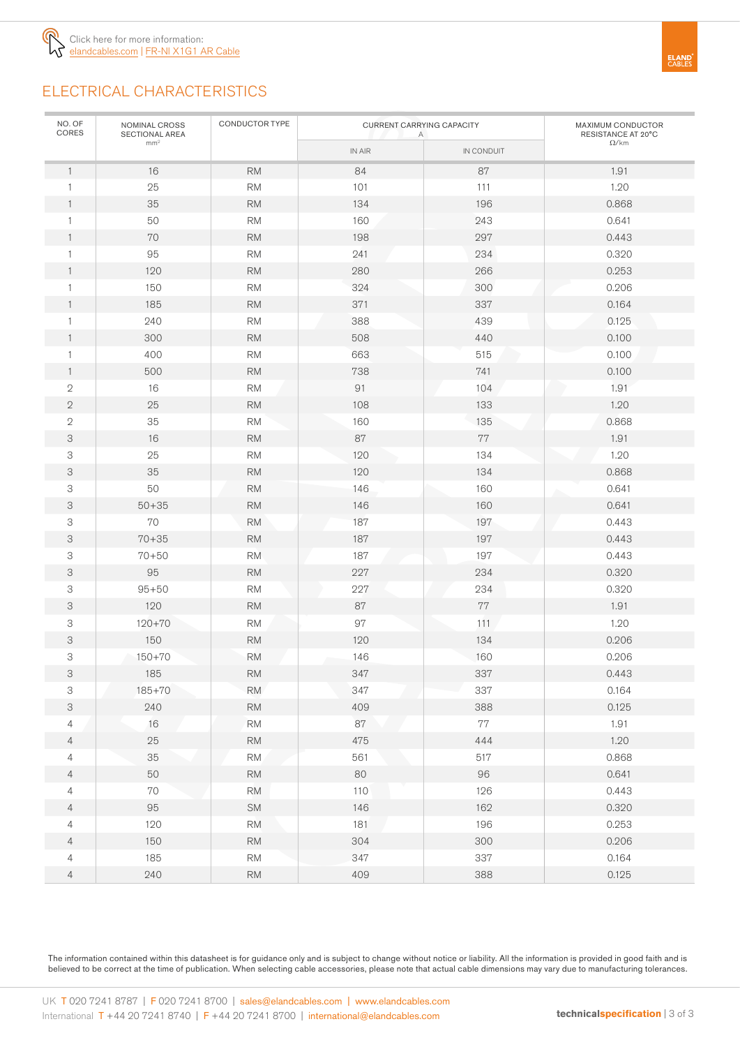Click here for more information:
elandcables.com | FR-NI X1G1 AR Cable

## ELECTRICAL CHARACTERISTICS

| NO. OF CORES | NOMINAL CROSS SECTIONAL AREA mm² | CONDUCTOR TYPE | CURRENT CARRYING CAPACITY A | | MAXIMUM CONDUCTOR RESISTANCE AT 20°C Ω/km |
|---|---|---|---|---|---|
| | | | IN AIR | IN CONDUIT | |
| 1 | 16 | RM | 84 | 87 | 1.91 |
| 1 | 25 | RM | 101 | 111 | 1.20 |
| 1 | 35 | RM | 134 | 196 | 0.868 |
| 1 | 50 | RM | 160 | 243 | 0.641 |
| 1 | 70 | RM | 198 | 297 | 0.443 |
| 1 | 95 | RM | 241 | 234 | 0.320 |
| 1 | 120 | RM | 280 | 266 | 0.253 |
| 1 | 150 | RM | 324 | 300 | 0.206 |
| 1 | 185 | RM | 371 | 337 | 0.164 |
| 1 | 240 | RM | 388 | 439 | 0.125 |
| 1 | 300 | RM | 508 | 440 | 0.100 |
| 1 | 400 | RM | 663 | 515 | 0.100 |
| 1 | 500 | RM | 738 | 741 | 0.100 |
| 2 | 16 | RM | 91 | 104 | 1.91 |
| 2 | 25 | RM | 108 | 133 | 1.20 |
| 2 | 35 | RM | 160 | 135 | 0.868 |
| 3 | 16 | RM | 87 | 77 | 1.91 |
| 3 | 25 | RM | 120 | 134 | 1.20 |
| 3 | 35 | RM | 120 | 134 | 0.868 |
| 3 | 50 | RM | 146 | 160 | 0.641 |
| 3 | 50+35 | RM | 146 | 160 | 0.641 |
| 3 | 70 | RM | 187 | 197 | 0.443 |
| 3 | 70+35 | RM | 187 | 197 | 0.443 |
| 3 | 70+50 | RM | 187 | 197 | 0.443 |
| 3 | 95 | RM | 227 | 234 | 0.320 |
| 3 | 95+50 | RM | 227 | 234 | 0.320 |
| 3 | 120 | RM | 87 | 77 | 1.91 |
| 3 | 120+70 | RM | 97 | 111 | 1.20 |
| 3 | 150 | RM | 120 | 134 | 0.206 |
| 3 | 150+70 | RM | 146 | 160 | 0.206 |
| 3 | 185 | RM | 347 | 337 | 0.443 |
| 3 | 185+70 | RM | 347 | 337 | 0.164 |
| 3 | 240 | RM | 409 | 388 | 0.125 |
| 4 | 16 | RM | 87 | 77 | 1.91 |
| 4 | 25 | RM | 475 | 444 | 1.20 |
| 4 | 35 | RM | 561 | 517 | 0.868 |
| 4 | 50 | RM | 80 | 96 | 0.641 |
| 4 | 70 | RM | 110 | 126 | 0.443 |
| 4 | 95 | SM | 146 | 162 | 0.320 |
| 4 | 120 | RM | 181 | 196 | 0.253 |
| 4 | 150 | RM | 304 | 300 | 0.206 |
| 4 | 185 | RM | 347 | 337 | 0.164 |
| 4 | 240 | RM | 409 | 388 | 0.125 |

The information contained within this datasheet is for guidance only and is subject to change without notice or liability. All the information is provided in good faith and is believed to be correct at the time of publication. When selecting cable accessories, please note that actual cable dimensions may vary due to manufacturing tolerances.

UK T 020 7241 8787 | F 020 7241 8700 | sales@elandcables.com | www.elandcables.com
International T +44 20 7241 8740 | F +44 20 7241 8700 | international@elandcables.com